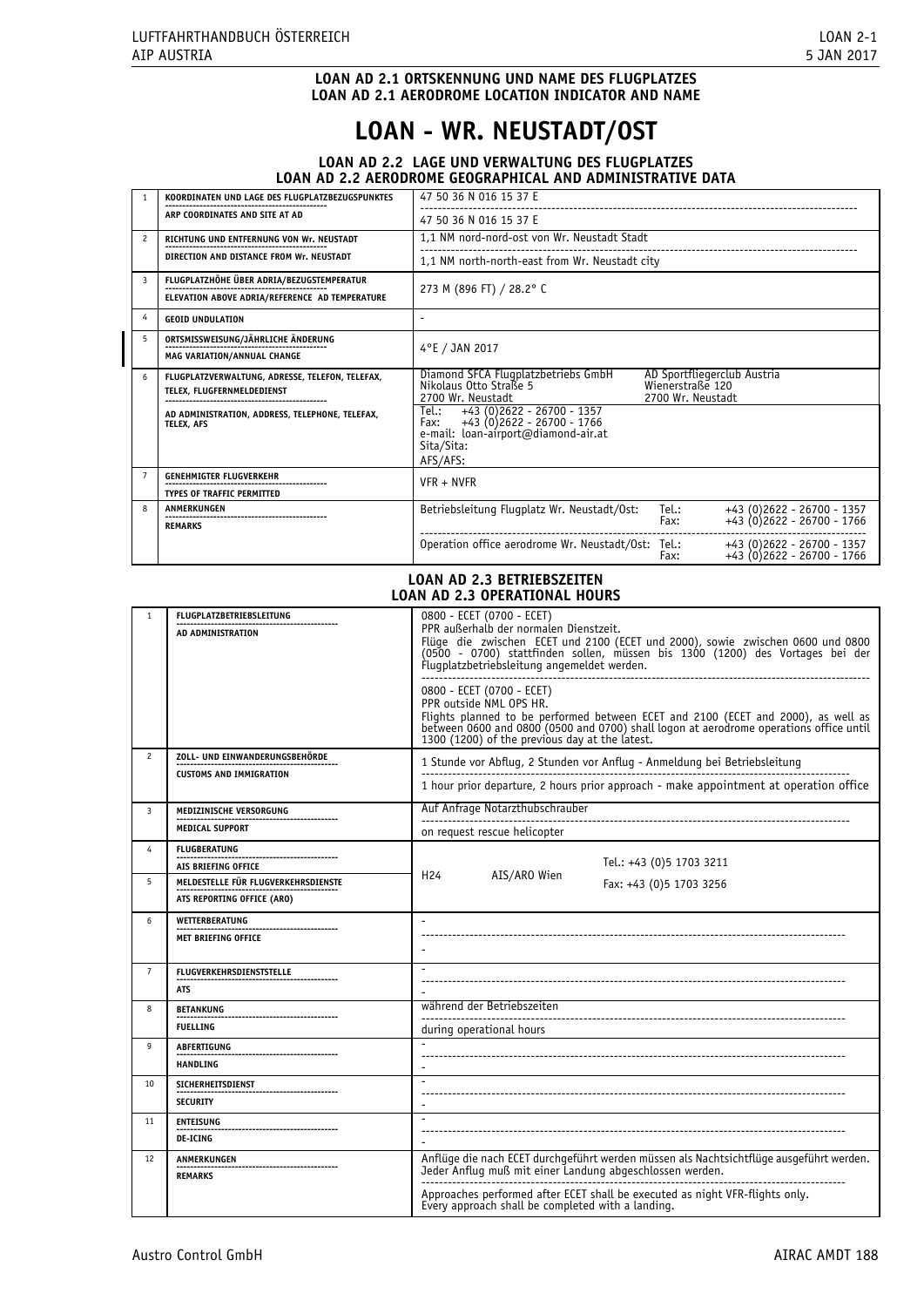**LOAN AD 2.1 ORTSKENNUNG UND NAME DES FLUGPLATZES**
**LOAN AD 2.1 AERODROME LOCATION INDICATOR AND NAME**

# LOAN - WR. NEUSTADT/OST

**LOAN AD 2.2 LAGE UND VERWALTUNG DES FLUGPLATZES**
**LOAN AD 2.2 AERODROME GEOGRAPHICAL AND ADMINISTRATIVE DATA**

| | | |
|---|---|---|
| 1 | KOORDINATEN UND LAGE DES FLUGPLATZBEZUGSPUNKTES / ARP COORDINATES AND SITE AT AD | 47 50 36 N 016 15 37 E / 47 50 36 N 016 15 37 E |
| 2 | RICHTUNG UND ENTFERNUNG VON Wr. NEUSTADT / DIRECTION AND DISTANCE FROM Wr. NEUSTADT | 1,1 NM nord-nord-ost von Wr. Neustadt Stadt / 1,1 NM north-north-east from Wr. Neustadt city |
| 3 | FLUGPLATZHÖHE ÜBER ADRIA/BEZUGSTEMPERATUR / ELEVATION ABOVE ADRIA/REFERENCE AD TEMPERATURE | 273 M (896 FT) / 28.2° C |
| 4 | GEOID UNDULATION | - |
| 5 | ORTSMISSWEISUNG/JÄHRLICHE ÄNDERUNG / MAG VARIATION/ANNUAL CHANGE | 4°E / JAN 2017 |
| 6 | FLUGPLATZVERWALTUNG, ADRESSE, TELEFON, TELEFAX, TELEX, FLUGFERNMELDEDIENST / AD ADMINISTRATION, ADDRESS, TELEPHONE, TELEFAX, TELEX, AFS | Diamond SFCA Flugplatzbetriebs GmbH, Nikolaus Otto Straße 5, 2700 Wr. Neustadt — AD Sportfliegerclub Austria, Wienerstraße 120, 2700 Wr. Neustadt<br>Tel.: +43 (0)2622 - 26700 - 1357<br>Fax: +43 (0)2622 - 26700 - 1766<br>e-mail: loan-airport@diamond-air.at<br>Sita/Sita:<br>AFS/AFS: |
| 7 | GENEHMIGTER FLUGVERKEHR / TYPES OF TRAFFIC PERMITTED | VFR + NVFR |
| 8 | ANMERKUNGEN / REMARKS | Betriebsleitung Flugplatz Wr. Neustadt/Ost: Tel.: +43 (0)2622 - 26700 - 1357, Fax: +43 (0)2622 - 26700 - 1766<br>Operation office aerodrome Wr. Neustadt/Ost: Tel.: +43 (0)2622 - 26700 - 1357, Fax: +43 (0)2622 - 26700 - 1766 |

**LOAN AD 2.3 BETRIEBSZEITEN**
**LOAN AD 2.3 OPERATIONAL HOURS**

| | | |
|---|---|---|
| 1 | FLUGPLATZBETRIEBSLEITUNG / AD ADMINISTRATION | 0800 - ECET (0700 - ECET)<br>PPR außerhalb der normalen Dienstzeit.<br>Flüge die zwischen ECET und 2100 (ECET und 2000), sowie zwischen 0600 und 0800 (0500 - 0700) stattfinden sollen, müssen bis 1300 (1200) des Vortages bei der Flugplatzbetriebsleitung angemeldet werden.<br>0800 - ECET (0700 - ECET)<br>PPR outside NML OPS HR.<br>Flights planned to be performed between ECET and 2100 (ECET and 2000), as well as between 0600 and 0800 (0500 and 0700) shall logon at aerodrome operations office until 1300 (1200) of the previous day at the latest. |
| 2 | ZOLL- UND EINWANDERUNGSBEHÖRDE / CUSTOMS AND IMMIGRATION | 1 Stunde vor Abflug, 2 Stunden vor Anflug - Anmeldung bei Betriebsleitung<br>1 hour prior departure, 2 hours prior approach - make appointment at operation office |
| 3 | MEDIZINISCHE VERSORGUNG / MEDICAL SUPPORT | Auf Anfrage Notarzthubschrauber<br>on request rescue helicopter |
| 4 | FLUGBERATUNG / AIS BRIEFING OFFICE | H24 AIS/ARO Wien Tel.: +43 (0)5 1703 3211 Fax: +43 (0)5 1703 3256 |
| 5 | MELDESTELLE FÜR FLUGVERKEHRSDIENSTE / ATS REPORTING OFFICE (ARO) | H24 AIS/ARO Wien Tel.: +43 (0)5 1703 3211 Fax: +43 (0)5 1703 3256 |
| 6 | WETTERBERATUNG / MET BRIEFING OFFICE | - / - |
| 7 | FLUGVERKEHRSDIENSTSTELLE / ATS | - / - |
| 8 | BETANKUNG / FUELLING | während der Betriebszeiten<br>during operational hours |
| 9 | ABFERTIGUNG / HANDLING | - / - |
| 10 | SICHERHEITSDIENST / SECURITY | - / - |
| 11 | ENTEISUNG / DE-ICING | - / - |
| 12 | ANMERKUNGEN / REMARKS | Anflüge die nach ECET durchgeführt werden müssen als Nachtsichtflüge ausgeführt werden. Jeder Anflug muß mit einer Landung abgeschlossen werden.<br>Approaches performed after ECET shall be executed as night VFR-flights only. Every approach shall be completed with a landing. |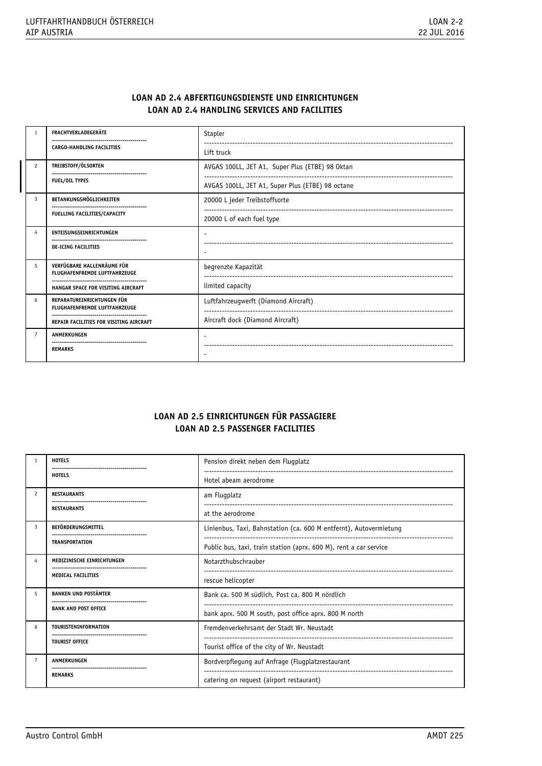## LOAN AD 2.4 ABFERTIGUNGSDIENSTE UND EINRICHTUNGEN
## LOAN AD 2.4 HANDLING SERVICES AND FACILITIES

| | | |
|---|---|---|
| 1 | **FRACHTVERLADEGERÄTE** / **CARGO-HANDLING FACILITIES** | Stapler / Lift truck |
| 2 | **TREIBSTOFF/ÖLSORTEN** / **FUEL/OIL TYPES** | AVGAS 100LL, JET A1, Super Plus (ETBE) 98 Oktan / AVGAS 100LL, JET A1, Super Plus (ETBE) 98 octane |
| 3 | **BETANKUNGSMÖGLICHKEITEN** / **FUELLING FACILITIES/CAPACITY** | 20000 L jeder Treibstoffsorte / 20000 L of each fuel type |
| 4 | **ENTEISUNGSEINRICHTUNGEN** / **DE-ICING FACILITIES** | - / - |
| 5 | **VERFÜGBARE HALLENRÄUME FÜR FLUGHAFENFREMDE LUFTFAHRZEUGE** / **HANGAR SPACE FOR VISITING AIRCRAFT** | begrenzte Kapazität / limited capacity |
| 6 | **REPARATUREINRICHTUNGEN FÜR FLUGHAFENFREMDE LUFTFAHRZEUGE** / **REPAIR FACILITIES FOR VISITING AIRCRAFT** | Luftfahrzeugwerft (Diamond Aircraft) / Aircraft dock (Diamond Aircraft) |
| 7 | **ANMERKUNGEN** / **REMARKS** | - / - |

## LOAN AD 2.5 EINRICHTUNGEN FÜR PASSAGIERE
## LOAN AD 2.5 PASSENGER FACILITIES

| | | |
|---|---|---|
| 1 | **HOTELS** / **HOTELS** | Pension direkt neben dem Flugplatz / Hotel abeam aerodrome |
| 2 | **RESTAURANTS** / **RESTAURANTS** | am Flugplatz / at the aerodrome |
| 3 | **BEFÖRDERUNGSMITTEL** / **TRANSPORTATION** | Linienbus, Taxi, Bahnstation (ca. 600 M entfernt), Autovermietung / Public bus, taxi, train station (aprx. 600 M), rent a car service |
| 4 | **MEDIZINISCHE EINRICHTUNGEN** / **MEDICAL FACILITIES** | Notarzthubschrauber / rescue helicopter |
| 5 | **BANKEN UND POSTÄMTER** / **BANK AND POST OFFICE** | Bank ca. 500 M südlich, Post ca. 800 M nördlich / bank aprx. 500 M south, post office aprx. 800 M north |
| 6 | **TOURISTENINFORMATION** / **TOURIST OFFICE** | Fremdenverkehrsamt der Stadt Wr. Neustadt / Tourist office of the city of Wr. Neustadt |
| 7 | **ANMERKUNGEN** / **REMARKS** | Bordverpflegung auf Anfrage (Flugplatzrestaurant / catering on request (airport restaurant) |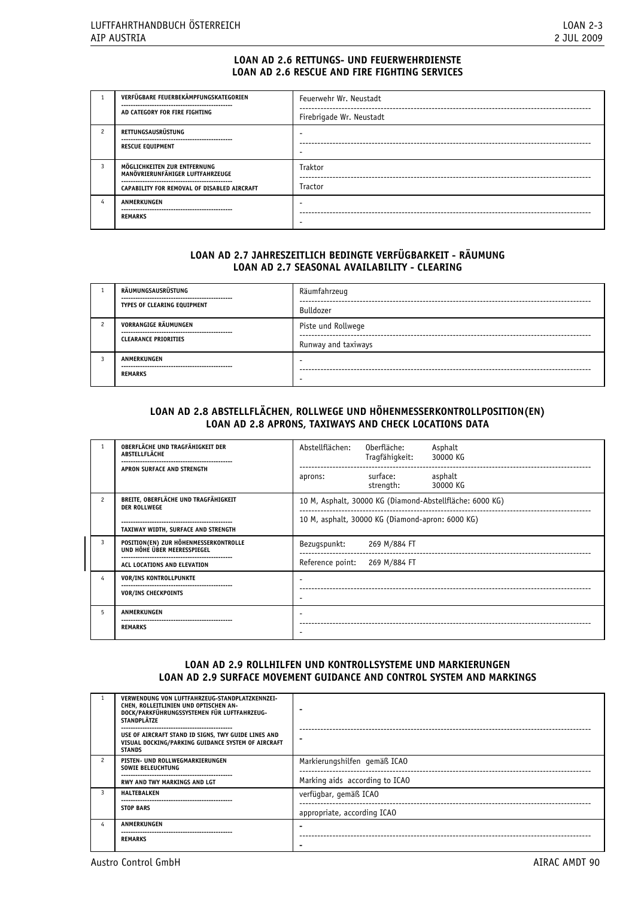## LOAN AD 2.6 RETTUNGS- UND FEUERWEHRDIENSTE
## LOAN AD 2.6 RESCUE AND FIRE FIGHTING SERVICES

| | | |
|---|---|---|
| 1 | VERFÜGBARE FEUERBEKÄMPFUNGSKATEGORIEN<br>AD CATEGORY FOR FIRE FIGHTING | Feuerwehr Wr. Neustadt<br>Firebrigade Wr. Neustadt |
| 2 | RETTUNGSAUSRÜSTUNG<br>RESCUE EQUIPMENT | -<br>- |
| 3 | MÖGLICHKEITEN ZUR ENTFERNUNG MANÖVRIERUNFÄHIGER LUFTFAHRZEUGE<br>CAPABILITY FOR REMOVAL OF DISABLED AIRCRAFT | Traktor<br>Tractor |
| 4 | ANMERKUNGEN<br>REMARKS | -<br>- |

## LOAN AD 2.7 JAHRESZEITLICH BEDINGTE VERFÜGBARKEIT - RÄUMUNG
## LOAN AD 2.7 SEASONAL AVAILABILITY - CLEARING

| | | |
|---|---|---|
| 1 | RÄUMUNGSAUSRÜSTUNG<br>TYPES OF CLEARING EQUIPMENT | Räumfahrzeug<br>Bulldozer |
| 2 | VORRANGIGE RÄUMUNGEN<br>CLEARANCE PRIORITIES | Piste und Rollwege<br>Runway and taxiways |
| 3 | ANMERKUNGEN<br>REMARKS | -<br>- |

## LOAN AD 2.8 ABSTELLFLÄCHEN, ROLLWEGE UND HÖHENMESSERKONTROLLPOSITION(EN)
## LOAN AD 2.8 APRONS, TAXIWAYS AND CHECK LOCATIONS DATA

| | | |
|---|---|---|
| 1 | OBERFLÄCHE UND TRAGFÄHIGKEIT DER ABSTELLFLÄCHE<br>APRON SURFACE AND STRENGTH | Abstellflächen: Oberfläche: Asphalt; Tragfähigkeit: 30000 KG<br>aprons: surface: asphalt; strength: 30000 KG |
| 2 | BREITE, OBERFLÄCHE UND TRAGFÄHIGKEIT DER ROLLWEGE<br>TAXIWAY WIDTH, SURFACE AND STRENGTH | 10 M, Asphalt, 30000 KG (Diamond-Abstellfläche: 6000 KG)<br>10 M, asphalt, 30000 KG (Diamond-apron: 6000 KG) |
| 3 | POSITION(EN) ZUR HÖHENMESSERKONTROLLE UND HÖHE ÜBER MEERESSPIEGEL<br>ACL LOCATIONS AND ELEVATION | Bezugspunkt: 269 M/884 FT<br>Reference point: 269 M/884 FT |
| 4 | VOR/INS KONTROLLPUNKTE<br>VOR/INS CHECKPOINTS | -<br>- |
| 5 | ANMERKUNGEN<br>REMARKS | -<br>- |

## LOAN AD 2.9 ROLLHILFEN UND KONTROLLSYSTEME UND MARKIERUNGEN
## LOAN AD 2.9 SURFACE MOVEMENT GUIDANCE AND CONTROL SYSTEM AND MARKINGS

| | | |
|---|---|---|
| 1 | VERWENDUNG VON LUFTFAHRZEUG-STANDPLATZKENNZEICHEN, ROLLEITLINIEN UND OPTISCHEN ANDOCK/PARKFÜHRUNGSSYSTEMEN FÜR LUFTFAHRZEUG-STANDPLÄTZE<br>USE OF AIRCRAFT STAND ID SIGNS, TWY GUIDE LINES AND VISUAL DOCKING/PARKING GUIDANCE SYSTEM OF AIRCRAFT STANDS | -<br>- |
| 2 | PISTEN- UND ROLLWEGMARKIERUNGEN SOWIE BELEUCHTUNG<br>RWY AND TWY MARKINGS AND LGT | Markierungshilfen gemäß ICAO<br>Marking aids according to ICAO |
| 3 | HALTEBALKEN<br>STOP BARS | verfügbar, gemäß ICAO<br>appropriate, according ICAO |
| 4 | ANMERKUNGEN<br>REMARKS | -<br>- |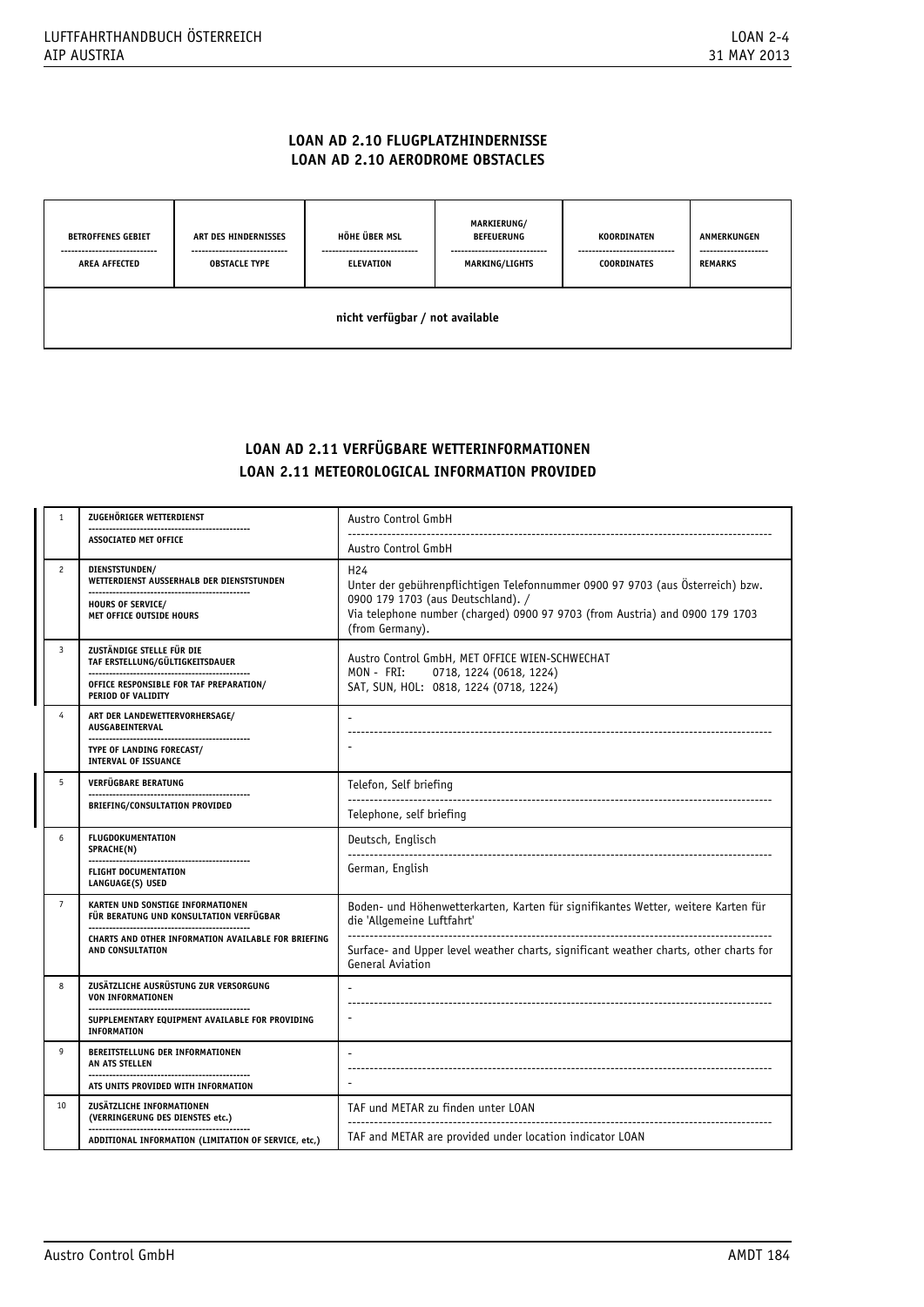## LOAN AD 2.10 FLUGPLATZHINDERNISSE
## LOAN AD 2.10 AERODROME OBSTACLES

| BETROFFENES GEBIET / AREA AFFECTED | ART DES HINDERNISSES / OBSTACLE TYPE | HÖHE ÜBER MSL / ELEVATION | MARKIERUNG/ BEFEUERUNG / MARKING/LIGHTS | KOORDINATEN / COORDINATES | ANMERKUNGEN / REMARKS |
|---|---|---|---|---|---|
| nicht verfügbar / not available | | | | | |

## LOAN AD 2.11 VERFÜGBARE WETTERINFORMATIONEN
## LOAN 2.11 METEOROLOGICAL INFORMATION PROVIDED

| | | |
|---|---|---|
| 1 | ZUGEHÖRIGER WETTERDIENST / ASSOCIATED MET OFFICE | Austro Control GmbH / Austro Control GmbH |
| 2 | DIENSTSTUNDEN/ WETTERDIENST AUSSERHALB DER DIENSTSTUNDEN / HOURS OF SERVICE/ MET OFFICE OUTSIDE HOURS | H24<br>Unter der gebührenpflichtigen Telefonnummer 0900 97 9703 (aus Österreich) bzw. 0900 179 1703 (aus Deutschland). /<br>Via telephone number (charged) 0900 97 9703 (from Austria) and 0900 179 1703 (from Germany). |
| 3 | ZUSTÄNDIGE STELLE FÜR DIE TAF ERSTELLUNG/GÜLTIGKEITSDAUER / OFFICE RESPONSIBLE FOR TAF PREPARATION/ PERIOD OF VALIDITY | Austro Control GmbH, MET OFFICE WIEN-SCHWECHAT<br>MON - FRI: 0718, 1224 (0618, 1224)<br>SAT, SUN, HOL: 0818, 1224 (0718, 1224) |
| 4 | ART DER LANDEWETTERVORHERSAGE/ AUSGABEINTERVAL / TYPE OF LANDING FORECAST/ INTERVAL OF ISSUANCE | - / - |
| 5 | VERFÜGBARE BERATUNG / BRIEFING/CONSULTATION PROVIDED | Telefon, Self briefing / Telephone, self briefing |
| 6 | FLUGDOKUMENTATION SPRACHE(N) / FLIGHT DOCUMENTATION LANGUAGE(S) USED | Deutsch, Englisch / German, English |
| 7 | KARTEN UND SONSTIGE INFORMATIONEN FÜR BERATUNG UND KONSULTATION VERFÜGBAR / CHARTS AND OTHER INFORMATION AVAILABLE FOR BRIEFING AND CONSULTATION | Boden- und Höhenwetterkarten, Karten für signifikantes Wetter, weitere Karten für die 'Allgemeine Luftfahrt' / Surface- and Upper level weather charts, significant weather charts, other charts for General Aviation |
| 8 | ZUSÄTZLICHE AUSRÜSTUNG ZUR VERSORGUNG VON INFORMATIONEN / SUPPLEMENTARY EQUIPMENT AVAILABLE FOR PROVIDING INFORMATION | - / - |
| 9 | BEREITSTELLUNG DER INFORMATIONEN AN ATS STELLEN / ATS UNITS PROVIDED WITH INFORMATION | - / - |
| 10 | ZUSÄTZLICHE INFORMATIONEN (VERRINGERUNG DES DIENSTES etc.) / ADDITIONAL INFORMATION (LIMITATION OF SERVICE, etc,) | TAF und METAR zu finden unter LOAN / TAF and METAR are provided under location indicator LOAN |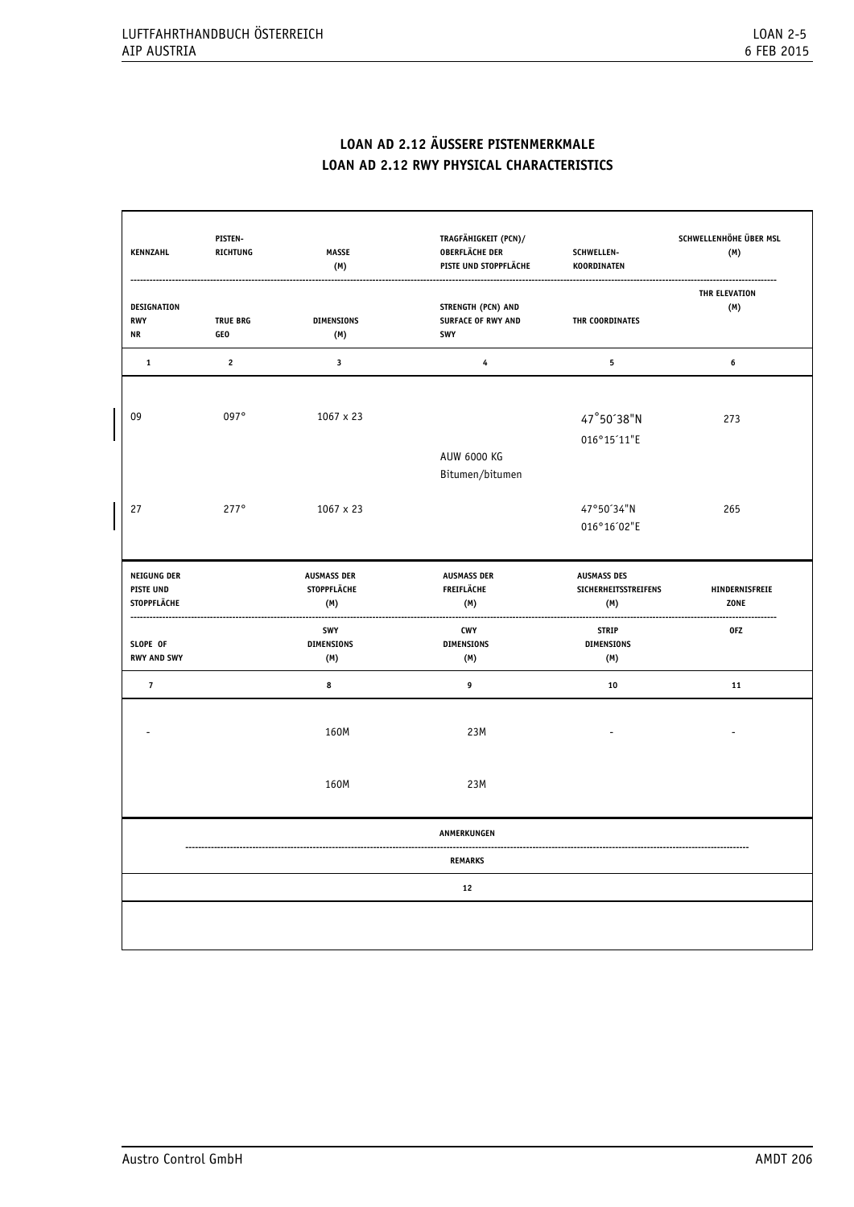## LOAN AD 2.12 ÄUSSERE PISTENMERKMALE
## LOAN AD 2.12 RWY PHYSICAL CHARACTERISTICS

| KENNZAHL / DESIGNATION RWY NR | PISTEN-RICHTUNG / TRUE BRG GEO | MASSE (M) / DIMENSIONS (M) | TRAGFÄHIGKEIT (PCN)/ OBERFLÄCHE DER PISTE UND STOPPFLÄCHE / STRENGTH (PCN) AND SURFACE OF RWY AND SWY | SCHWELLEN-KOORDINATEN / THR COORDINATES | SCHWELLENHÖHE ÜBER MSL (M) / THR ELEVATION (M) |
|---|---|---|---|---|---|
| 1 | 2 | 3 | 4 | 5 | 6 |
| 09 | 097° | 1067 x 23 | AUW 6000 KG<br>Bitumen/bitumen | 47°50´38"N<br>016°15´11"E | 273 |
| 27 | 277° | 1067 x 23 | | 47°50´34"N<br>016°16´02"E | 265 |

| NEIGUNG DER PISTE UND STOPPFLÄCHE / SLOPE OF RWY AND SWY | AUSMASS DER STOPPFLÄCHE (M) / SWY DIMENSIONS (M) | AUSMASS DER FREIFLÄCHE (M) / CWY DIMENSIONS (M) | AUSMASS DES SICHERHEITSSTREIFENS (M) / STRIP DIMENSIONS (M) | HINDERNISFREIE ZONE / OFZ |
|---|---|---|---|---|
| 7 | 8 | 9 | 10 | 11 |
| - | 160M | 23M | - | - |
| | 160M | 23M | | |

| ANMERKUNGEN / REMARKS |
|---|
| 12 |
| |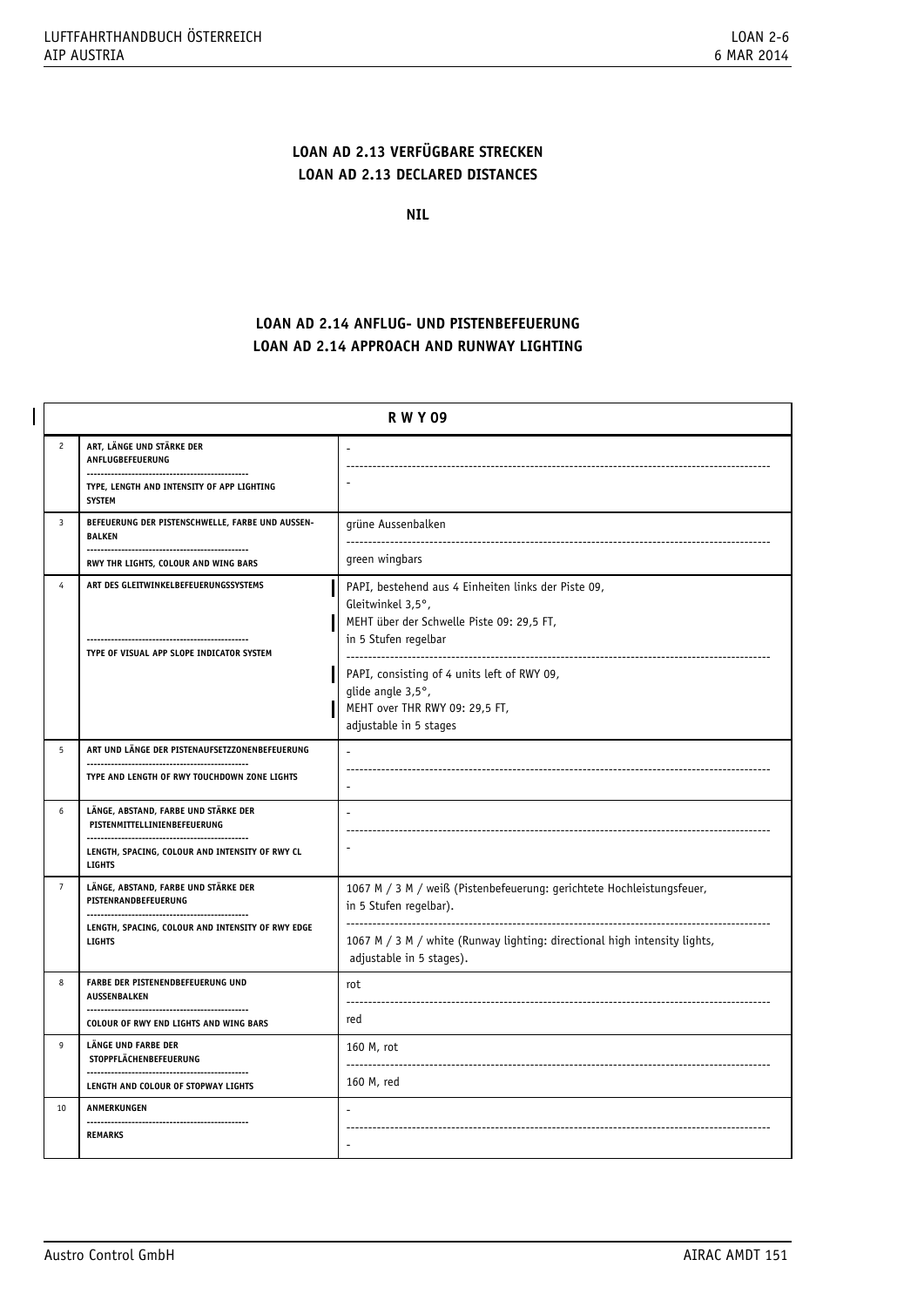## LOAN AD 2.13 VERFÜGBARE STRECKEN
## LOAN AD 2.13 DECLARED DISTANCES

**NIL**

## LOAN AD 2.14 ANFLUG- UND PISTENBEFEUERUNG
## LOAN AD 2.14 APPROACH AND RUNWAY LIGHTING

| | **R W Y 09** | |
|---|---|---|
| 2 | ART, LÄNGE UND STÄRKE DER ANFLUGBEFEUERUNG<br>-----<br>TYPE, LENGTH AND INTENSITY OF APP LIGHTING SYSTEM | -<br>-----<br>- |
| 3 | BEFEUERUNG DER PISTENSCHWELLE, FARBE UND AUSSEN-BALKEN<br>-----<br>RWY THR LIGHTS, COLOUR AND WING BARS | grüne Aussenbalken<br>-----<br>green wingbars |
| 4 | ART DES GLEITWINKELBEFEUERUNGSSYSTEMS<br>-----<br>TYPE OF VISUAL APP SLOPE INDICATOR SYSTEM | PAPI, bestehend aus 4 Einheiten links der Piste 09,<br>Gleitwinkel 3,5°,<br>MEHT über der Schwelle Piste 09: 29,5 FT,<br>in 5 Stufen regelbar<br>-----<br>PAPI, consisting of 4 units left of RWY 09,<br>glide angle 3,5°,<br>MEHT over THR RWY 09: 29,5 FT,<br>adjustable in 5 stages |
| 5 | ART UND LÄNGE DER PISTENAUFSETZZONENBEFEUERUNG<br>-----<br>TYPE AND LENGTH OF RWY TOUCHDOWN ZONE LIGHTS | -<br>-----<br>- |
| 6 | LÄNGE, ABSTAND, FARBE UND STÄRKE DER PISTENMITTELLINIENBEFEUERUNG<br>-----<br>LENGTH, SPACING, COLOUR AND INTENSITY OF RWY CL LIGHTS | -<br>-----<br>- |
| 7 | LÄNGE, ABSTAND, FARBE UND STÄRKE DER PISTENRANDBEFEUERUNG<br>-----<br>LENGTH, SPACING, COLOUR AND INTENSITY OF RWY EDGE LIGHTS | 1067 M / 3 M / weiß (Pistenbefeuerung: gerichtete Hochleistungsfeuer, in 5 Stufen regelbar).<br>-----<br>1067 M / 3 M / white (Runway lighting: directional high intensity lights, adjustable in 5 stages). |
| 8 | FARBE DER PISTENENDBEFEUERUNG UND AUSSENBALKEN<br>-----<br>COLOUR OF RWY END LIGHTS AND WING BARS | rot<br>-----<br>red |
| 9 | LÄNGE UND FARBE DER STOPPFLÄCHENBEFEUERUNG<br>-----<br>LENGTH AND COLOUR OF STOPWAY LIGHTS | 160 M, rot<br>-----<br>160 M, red |
| 10 | ANMERKUNGEN<br>-----<br>REMARKS | -<br>-----<br>- |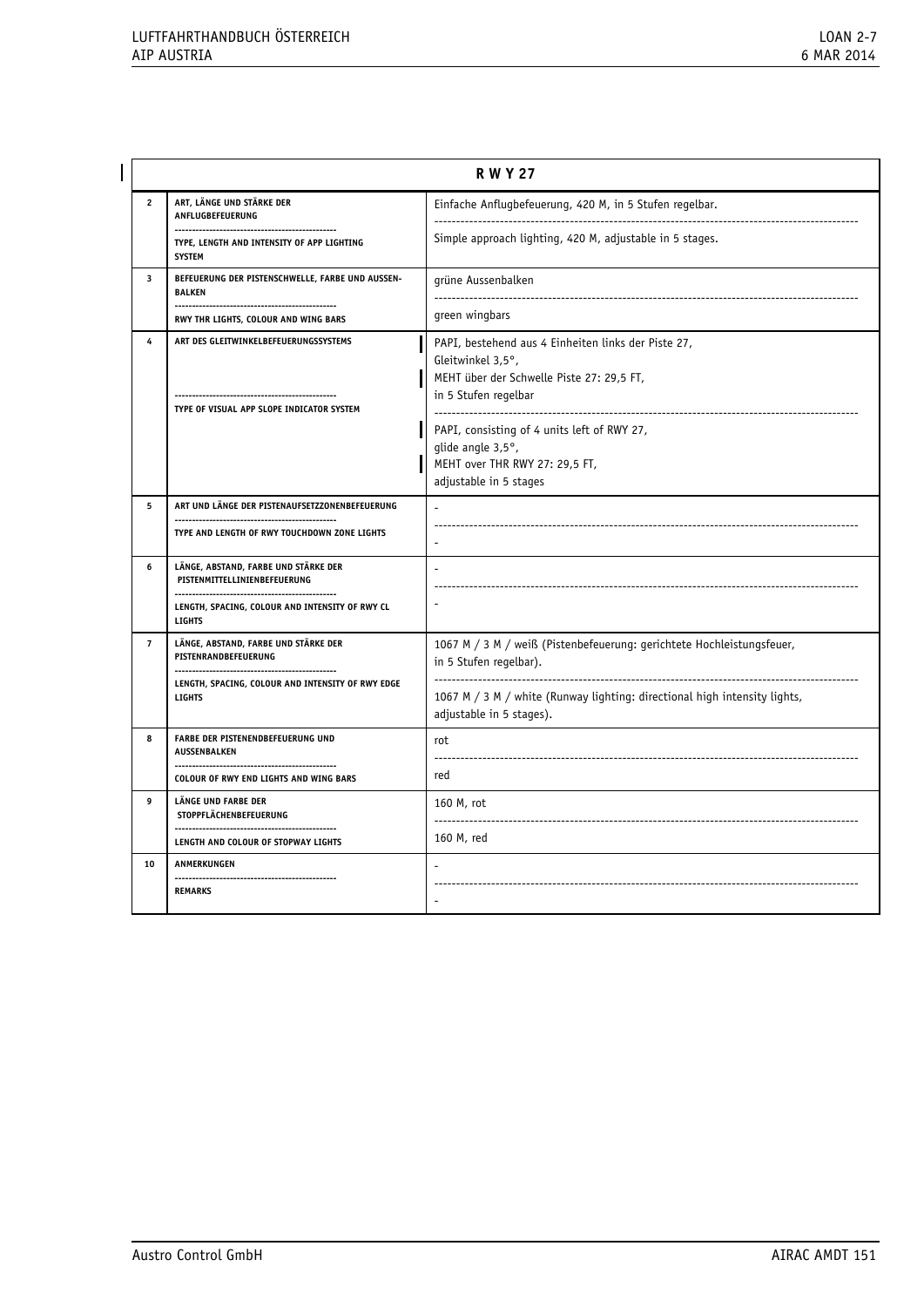| | R W Y 27 | |
|---|---|---|
| 2 | ART, LÄNGE UND STÄRKE DER ANFLUGBEFEUERUNG<br>TYPE, LENGTH AND INTENSITY OF APP LIGHTING SYSTEM | Einfache Anflugbefeuerung, 420 M, in 5 Stufen regelbar.<br>Simple approach lighting, 420 M, adjustable in 5 stages. |
| 3 | BEFEUERUNG DER PISTENSCHWELLE, FARBE UND AUSSEN-BALKEN<br>RWY THR LIGHTS, COLOUR AND WING BARS | grüne Aussenbalken<br>green wingbars |
| 4 | ART DES GLEITWINKELBEFEUERUNGSSYSTEMS<br>TYPE OF VISUAL APP SLOPE INDICATOR SYSTEM | PAPI, bestehend aus 4 Einheiten links der Piste 27,<br>Gleitwinkel 3,5°,<br>MEHT über der Schwelle Piste 27: 29,5 FT,<br>in 5 Stufen regelbar<br>PAPI, consisting of 4 units left of RWY 27,<br>glide angle 3,5°,<br>MEHT over THR RWY 27: 29,5 FT,<br>adjustable in 5 stages |
| 5 | ART UND LÄNGE DER PISTENAUFSETZZONENBEFEUERUNG<br>TYPE AND LENGTH OF RWY TOUCHDOWN ZONE LIGHTS | -<br>- |
| 6 | LÄNGE, ABSTAND, FARBE UND STÄRKE DER PISTENMITTELLINIENBEFEUERUNG<br>LENGTH, SPACING, COLOUR AND INTENSITY OF RWY CL LIGHTS | -<br>- |
| 7 | LÄNGE, ABSTAND, FARBE UND STÄRKE DER PISTENRANDBEFEUERUNG<br>LENGTH, SPACING, COLOUR AND INTENSITY OF RWY EDGE LIGHTS | 1067 M / 3 M / weiß (Pistenbefeuerung: gerichtete Hochleistungsfeuer, in 5 Stufen regelbar).<br>1067 M / 3 M / white (Runway lighting: directional high intensity lights, adjustable in 5 stages). |
| 8 | FARBE DER PISTENENDBEFEUERUNG UND AUSSENBALKEN<br>COLOUR OF RWY END LIGHTS AND WING BARS | rot<br>red |
| 9 | LÄNGE UND FARBE DER STOPPFLÄCHENBEFEUERUNG<br>LENGTH AND COLOUR OF STOPWAY LIGHTS | 160 M, rot<br>160 M, red |
| 10 | ANMERKUNGEN<br>REMARKS | -<br>- |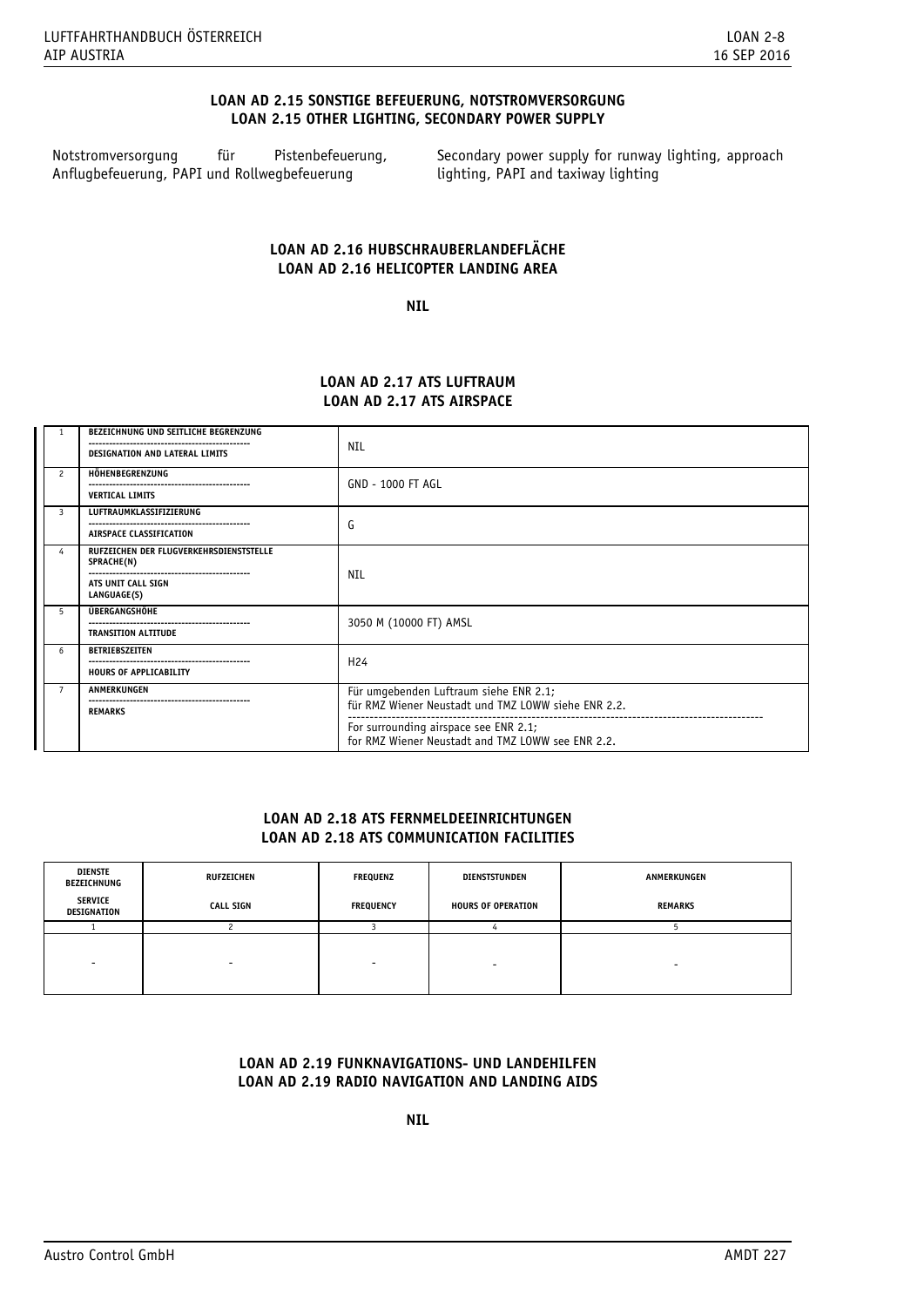## LOAN AD 2.15 SONSTIGE BEFEUERUNG, NOTSTROMVERSORGUNG
## LOAN 2.15 OTHER LIGHTING, SECONDARY POWER SUPPLY

Notstromversorgung für Pistenbefeuerung, Anflugbefeuerung, PAPI und Rollwegbefeuerung

Secondary power supply for runway lighting, approach lighting, PAPI and taxiway lighting

## LOAN AD 2.16 HUBSCHRAUBERLANDEFLÄCHE
## LOAN AD 2.16 HELICOPTER LANDING AREA

**NIL**

## LOAN AD 2.17 ATS LUFTRAUM
## LOAN AD 2.17 ATS AIRSPACE

| | | |
|---|---|---|
| 1 | BEZEICHNUNG UND SEITLICHE BEGRENZUNG<br>DESIGNATION AND LATERAL LIMITS | NIL |
| 2 | HÖHENBEGRENZUNG<br>VERTICAL LIMITS | GND - 1000 FT AGL |
| 3 | LUFTRAUMKLASSIFIZIERUNG<br>AIRSPACE CLASSIFICATION | G |
| 4 | RUFZEICHEN DER FLUGVERKEHRSDIENSTSTELLE SPRACHE(N)<br>ATS UNIT CALL SIGN LANGUAGE(S) | NIL |
| 5 | ÜBERGANGSHÖHE<br>TRANSITION ALTITUDE | 3050 M (10000 FT) AMSL |
| 6 | BETRIEBSZEITEN<br>HOURS OF APPLICABILITY | H24 |
| 7 | ANMERKUNGEN<br>REMARKS | Für umgebenden Luftraum siehe ENR 2.1;<br>für RMZ Wiener Neustadt und TMZ LOWW siehe ENR 2.2.<br>For surrounding airspace see ENR 2.1;<br>for RMZ Wiener Neustadt and TMZ LOWW see ENR 2.2. |

## LOAN AD 2.18 ATS FERNMELDEEINRICHTUNGEN
## LOAN AD 2.18 ATS COMMUNICATION FACILITIES

| DIENSTE BEZEICHNUNG<br>SERVICE DESIGNATION | RUFZEICHEN<br>CALL SIGN | FREQUENZ<br>FREQUENCY | DIENSTSTUNDEN<br>HOURS OF OPERATION | ANMERKUNGEN<br>REMARKS |
|---|---|---|---|---|
| 1 | 2 | 3 | 4 | 5 |
| - | - | - | - | - |

## LOAN AD 2.19 FUNKNAVIGATIONS- UND LANDEHILFEN
## LOAN AD 2.19 RADIO NAVIGATION AND LANDING AIDS

**NIL**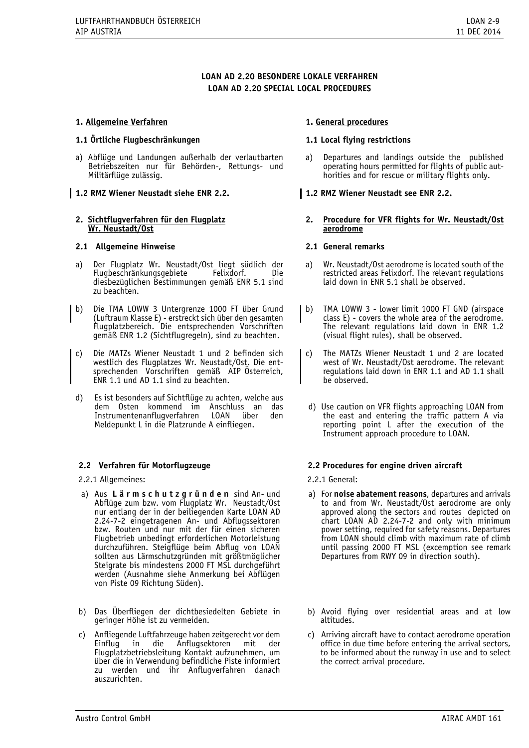**LOAN AD 2.20 BESONDERE LOKALE VERFAHREN**
**LOAN AD 2.20 SPECIAL LOCAL PROCEDURES**

### 1. Allgemeine Verfahren

#### 1.1 Örtliche Flugbeschränkungen

a) Abflüge und Landungen außerhalb der verlautbarten Betriebszeiten nur für Behörden-, Rettungs- und Militärflüge zulässig.

#### 1.2 RMZ Wiener Neustadt siehe ENR 2.2.

### 2. Sichtflugverfahren für den Flugplatz Wr. Neustadt/Ost

#### 2.1 Allgemeine Hinweise

a) Der Flugplatz Wr. Neustadt/Ost liegt südlich der Flugbeschränkungsgebiete Felixdorf. Die diesbezüglichen Bestimmungen gemäß ENR 5.1 sind zu beachten.

b) Die TMA LOWW 3 Untergrenze 1000 FT über Grund (Luftraum Klasse E) - erstreckt sich über den gesamten Flugplatzbereich. Die entsprechenden Vorschriften gemäß ENR 1.2 (Sichtflugregeln), sind zu beachten.

c) Die MATZs Wiener Neustadt 1 und 2 befinden sich westlich des Flugplatzes Wr. Neustadt/Ost. Die entsprechenden Vorschriften gemäß AIP Österreich, ENR 1.1 und AD 1.1 sind zu beachten.

d) Es ist besonders auf Sichtflüge zu achten, welche aus dem Osten kommend im Anschluss an das Instrumentenanflugverfahren LOAN über den Meldepunkt L in die Platzrunde A einfliegen.

#### 2.2 Verfahren für Motorflugzeuge

2.2.1 Allgemeines:

a) Aus **L ä r m s c h u t z g r ü n d e n** sind An- und Abflüge zum bzw. vom Flugplatz Wr. Neustadt/Ost nur entlang der in der beiliegenden Karte LOAN AD 2.24-7-2 eingetragenen An- und Abflugssektoren bzw. Routen und nur mit der für einen sicheren Flugbetrieb unbedingt erforderlichen Motorleistung durchzuführen. Steigflüge beim Abflug von LOAN sollten aus Lärmschutzgründen mit größtmöglicher Steigrate bis mindestens 2000 FT MSL durchgeführt werden (Ausnahme siehe Anmerkung bei Abflügen von Piste 09 Richtung Süden).

b) Das Überfliegen der dichtbesiedelten Gebiete in geringer Höhe ist zu vermeiden.

c) Anfliegende Luftfahrzeuge haben zeitgerecht vor dem Einflug in die Anflugsektoren mit der Flugplatzbetriebsleitung Kontakt aufzunehmen, um über die in Verwendung befindliche Piste informiert zu werden und ihr Anflugverfahren danach auszurichten.

### 1. General procedures

#### 1.1 Local flying restrictions

a) Departures and landings outside the published operating hours permitted for flights of public authorities and for rescue or military flights only.

#### 1.2 RMZ Wiener Neustadt see ENR 2.2.

### 2. Procedure for VFR flights for Wr. Neustadt/Ost aerodrome

#### 2.1 General remarks

a) Wr. Neustadt/Ost aerodrome is located south of the restricted areas Felixdorf. The relevant regulations laid down in ENR 5.1 shall be observed.

b) TMA LOWW 3 - lower limit 1000 FT GND (airspace class E) - covers the whole area of the aerodrome. The relevant regulations laid down in ENR 1.2 (visual flight rules), shall be observed.

c) The MATZs Wiener Neustadt 1 und 2 are located west of Wr. Neustadt/Ost aerodrome. The relevant regulations laid down in ENR 1.1 and AD 1.1 shall be observed.

d) Use caution on VFR flights approaching LOAN from the east and entering the traffic pattern A via reporting point L after the execution of the Instrument approach procedure to LOAN.

#### 2.2 Procedures for engine driven aircraft

2.2.1 General:

a) For **noise abatement reasons**, departures and arrivals to and from Wr. Neustadt/Ost aerodrome are only approved along the sectors and routes depicted on chart LOAN AD 2.24-7-2 and only with minimum power setting, required for safety reasons. Departures from LOAN should climb with maximum rate of climb until passing 2000 FT MSL (excemption see remark Departures from RWY 09 in direction south).

b) Avoid flying over residential areas and at low altitudes.

c) Arriving aircraft have to contact aerodrome operation office in due time before entering the arrival sectors, to be informed about the runway in use and to select the correct arrival procedure.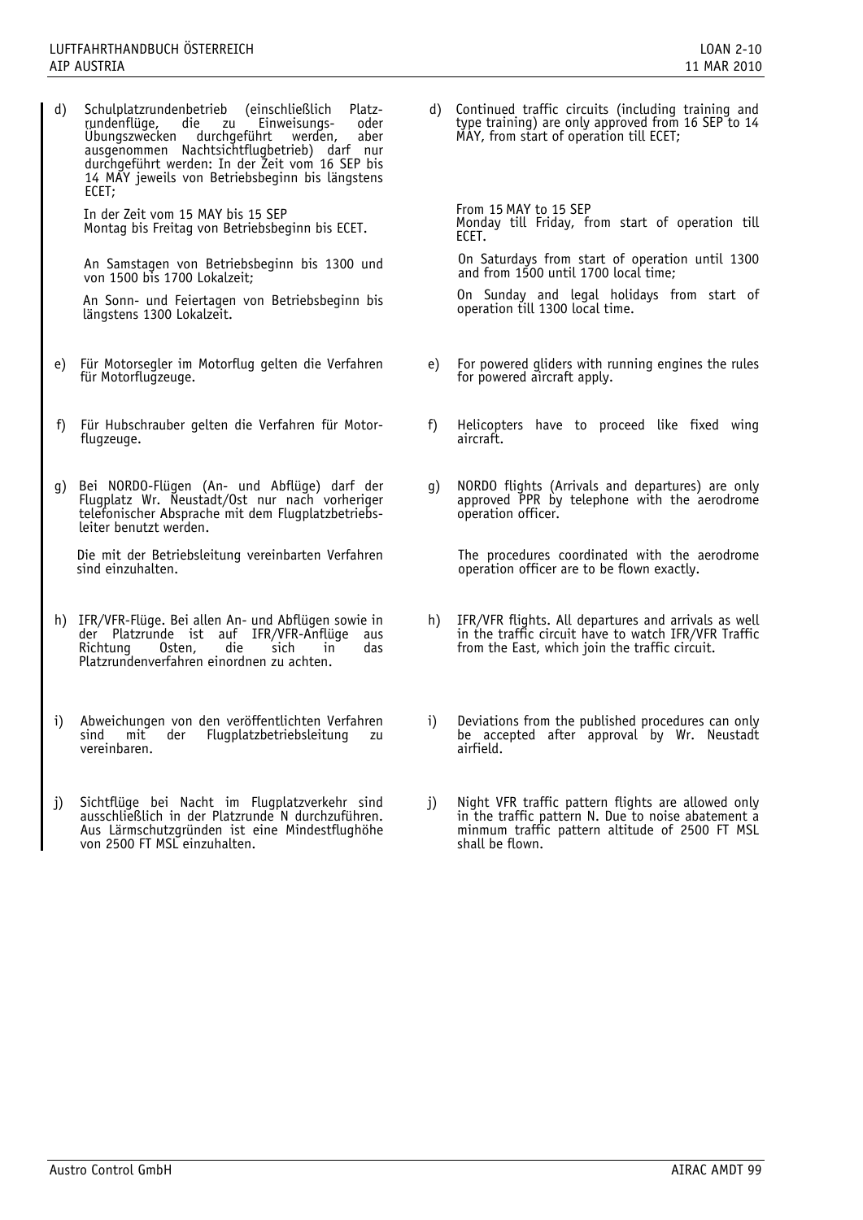d) Schulplatzrundenbetrieb (einschließlich Platzrundenflüge, die zu Einweisungs- oder Übungszwecken durchgeführt werden, aber ausgenommen Nachtsichtflugbetrieb) darf nur durchgeführt werden: In der Zeit vom 16 SEP bis 14 MAY jeweils von Betriebsbeginn bis längstens ECET;

   In der Zeit vom 15 MAY bis 15 SEP
   Montag bis Freitag von Betriebsbeginn bis ECET.

   An Samstagen von Betriebsbeginn bis 1300 und von 1500 bis 1700 Lokalzeit;

   An Sonn- und Feiertagen von Betriebsbeginn bis längstens 1300 Lokalzeit.

e) Für Motorsegler im Motorflug gelten die Verfahren für Motorflugzeuge.

f) Für Hubschrauber gelten die Verfahren für Motorflugzeuge.

g) Bei NORDO-Flügen (An- und Abflüge) darf der Flugplatz Wr. Neustadt/Ost nur nach vorheriger telefonischer Absprache mit dem Flugplatzbetriebsleiter benutzt werden.

   Die mit der Betriebsleitung vereinbarten Verfahren sind einzuhalten.

h) IFR/VFR-Flüge. Bei allen An- und Abflügen sowie in der Platzrunde ist auf IFR/VFR-Anflüge aus Richtung Osten, die sich in das Platzrundenverfahren einordnen zu achten.

i) Abweichungen von den veröffentlichten Verfahren sind mit der Flugplatzbetriebsleitung zu vereinbaren.

j) Sichtflüge bei Nacht im Flugplatzverkehr sind ausschließlich in der Platzrunde N durchzuführen. Aus Lärmschutzgründen ist eine Mindestflughöhe von 2500 FT MSL einzuhalten.

d) Continued traffic circuits (including training and type training) are only approved from 16 SEP to 14 MAY, from start of operation till ECET;

   From 15 MAY to 15 SEP
   Monday till Friday, from start of operation till ECET.

   On Saturdays from start of operation until 1300 and from 1500 until 1700 local time;

   On Sunday and legal holidays from start of operation till 1300 local time.

e) For powered gliders with running engines the rules for powered aircraft apply.

f) Helicopters have to proceed like fixed wing aircraft.

g) NORDO flights (Arrivals and departures) are only approved PPR by telephone with the aerodrome operation officer.

   The procedures coordinated with the aerodrome operation officer are to be flown exactly.

h) IFR/VFR flights. All departures and arrivals as well in the traffic circuit have to watch IFR/VFR Traffic from the East, which join the traffic circuit.

i) Deviations from the published procedures can only be accepted after approval by Wr. Neustadt airfield.

j) Night VFR traffic pattern flights are allowed only in the traffic pattern N. Due to noise abatement a minmum traffic pattern altitude of 2500 FT MSL shall be flown.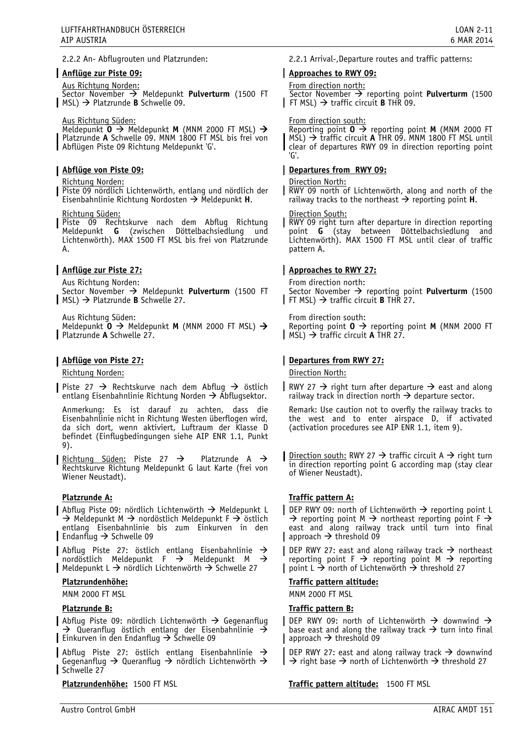2.2.2 An- Abflugrouten und Platzrunden:

**Anflüge zur Piste 09:**

Aus Richtung Norden:
Sector November → Meldepunkt **Pulverturm** (1500 FT MSL) → Platzrunde **B** Schwelle 09.

Aus Richtung Süden:
Meldepunkt **O** → Meldepunkt **M** (MNM 2000 FT MSL) → Platzrunde **A** Schwelle 09. MNM 1800 FT MSL bis frei von Abflügen Piste 09 Richtung Meldepunkt 'G'.

**Abflüge von Piste 09:**

Richtung Norden:
Piste 09 nördlich Lichtenwörth, entlang und nördlich der Eisenbahnlinie Richtung Nordosten → Meldepunkt **H**.

Richtung Süden:
Piste 09 Rechtskurve nach dem Abflug Richtung Meldepunkt **G** (zwischen Döttelbachsiedlung und Lichtenwörth). MAX 1500 FT MSL bis frei von Platzrunde A.

**Anflüge zur Piste 27:**

Aus Richtung Norden:
Sector November → Meldepunkt **Pulverturm** (1500 FT MSL) → Platzrunde **B** Schwelle 27.

Aus Richtung Süden:
Meldepunkt **O** → Meldepunkt **M** (MNM 2000 FT MSL) → Platzrunde **A** Schwelle 27.

**Abflüge von Piste 27:**

Richtung Norden:

Piste 27 → Rechtskurve nach dem Abflug → östlich entlang Eisenbahnlinie Richtung Norden → Abflugsektor.

Anmerkung: Es ist darauf zu achten, dass die Eisenbahnlinie nicht in Richtung Westen überflogen wird, da sich dort, wenn aktiviert, Luftraum der Klasse D befindet (Einflugbedingungen siehe AIP ENR 1.1, Punkt 9).

Richtung Süden: Piste 27 → Platzrunde A → Rechtskurve Richtung Meldepunkt G laut Karte (frei von Wiener Neustadt).

**Platzrunde A:**

Abflug Piste 09: nördlich Lichtenwörth → Meldepunkt L → Meldepunkt M → nordöstlich Meldepunkt F → östlich entlang Eisenbahnlinie bis zum Einkurven in den Endanflug → Schwelle 09

Abflug Piste 27: östlich entlang Eisenbahnlinie → nordöstlich Meldepunkt F → Meldepunkt M → Meldepunkt L → nördlich Lichtenwörth → Schwelle 27

**Platzrundenhöhe:**

MNM 2000 FT MSL

**Platzrunde B:**

Abflug Piste 09: nördlich Lichtenwörth → Gegenanflug → Queranflug östlich entlang der Eisenbahnlinie → Einkurven in den Endanflug → Schwelle 09

Abflug Piste 27: östlich entlang Eisenbahnlinie → Gegenanflug → Queranflug → nördlich Lichtenwörth → Schwelle 27

**Platzrundenhöhe:** 1500 FT MSL

2.2.1 Arrival-,Departure routes and traffic patterns:

**Approaches to RWY 09:**

From direction north:
Sector November → reporting point **Pulverturm** (1500 FT MSL) → traffic circuit **B** THR 09.

From direction south:
Reporting point **O** → reporting point **M** (MNM 2000 FT MSL) → traffic circuit **A** THR 09. MNM 1800 FT MSL until clear of departures RWY 09 in direction reporting point 'G'.

**Departures from RWY 09:**

Direction North:
RWY 09 north of Lichtenwörth, along and north of the railway tracks to the northeast → reporting point **H**.

Direction South:
RWY 09 right turn after departure in direction reporting point **G** (stay between Döttelbachsiedlung and Lichtenwörth). MAX 1500 FT MSL until clear of traffic pattern A.

**Approaches to RWY 27:**

From direction north:
Sector November → reporting point **Pulverturm** (1500 FT MSL) → traffic circuit **B** THR 27.

From direction south:
Reporting point **O** → reporting point **M** (MNM 2000 FT MSL) → traffic circuit **A** THR 27.

**Departures from RWY 27:**

Direction North:

RWY 27 → right turn after departure → east and along railway track in direction north → departure sector.

Remark: Use caution not to overfly the railway tracks to the west and to enter airspace D, if activated (activation procedures see AIP ENR 1.1, item 9).

Direction south: RWY 27 → traffic circuit A → right turn in direction reporting point G according map (stay clear of Wiener Neustadt).

**Traffic pattern A:**

DEP RWY 09: north of Lichtenwörth → reporting point L → reporting point M → northeast reporting point F → east and along railway track until turn into final approach → threshold 09

DEP RWY 27: east and along railway track → northeast reporting point F → reporting point M → reporting point L → north of Lichtenwörth → threshold 27

**Traffic pattern altitude:**

MNM 2000 FT MSL

**Traffic pattern B:**

DEP RWY 09: north of Lichtenwörth → downwind → base east and along the railway track → turn into final approach → threshold 09

DEP RWY 27: east and along railway track → downwind → right base → north of Lichtenwörth → threshold 27

**Traffic pattern altitude:** 1500 FT MSL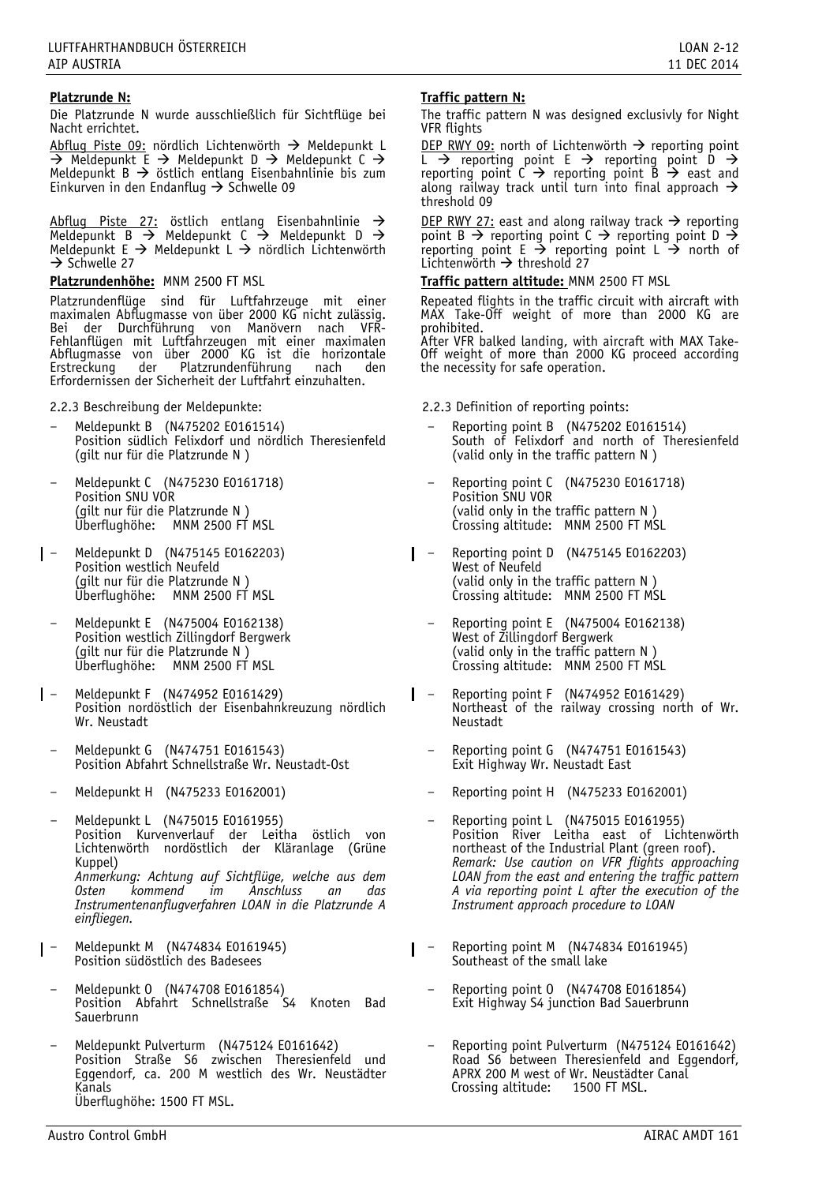**Platzrunde N:**

Die Platzrunde N wurde ausschließlich für Sichtflüge bei Nacht errichtet.

Abflug Piste 09: nördlich Lichtenwörth → Meldepunkt L → Meldepunkt E → Meldepunkt D → Meldepunkt C → Meldepunkt B → östlich entlang Eisenbahnlinie bis zum Einkurven in den Endanflug → Schwelle 09

Abflug Piste 27: östlich entlang Eisenbahnlinie → Meldepunkt B → Meldepunkt C → Meldepunkt D → Meldepunkt E → Meldepunkt L → nördlich Lichtenwörth → Schwelle 27

**Platzrundenhöhe:** MNM 2500 FT MSL

Platzrundenflüge sind für Luftfahrzeuge mit einer maximalen Abflugmasse von über 2000 KG nicht zulässig. Bei der Durchführung von Manövern nach VFR-Fehlanflügen mit Luftfahrzeugen mit einer maximalen Abflugmasse von über 2000 KG ist die horizontale Erstreckung der Platzrundenführung nach den Erfordernissen der Sicherheit der Luftfahrt einzuhalten.

2.2.3 Beschreibung der Meldepunkte:

- Meldepunkt B (N475202 E0161514)
  Position südlich Felixdorf und nördlich Theresienfeld
  (gilt nur für die Platzrunde N )
- Meldepunkt C (N475230 E0161718)
  Position SNU VOR
  (gilt nur für die Platzrunde N )
  Überflughöhe: MNM 2500 FT MSL
- Meldepunkt D (N475145 E0162203)
  Position westlich Neufeld
  (gilt nur für die Platzrunde N )
  Überflughöhe: MNM 2500 FT MSL
- Meldepunkt E (N475004 E0162138)
  Position westlich Zillingdorf Bergwerk
  (gilt nur für die Platzrunde N )
  Überflughöhe: MNM 2500 FT MSL
- Meldepunkt F (N474952 E0161429)
  Position nordöstlich der Eisenbahnkreuzung nördlich Wr. Neustadt
- Meldepunkt G (N474751 E0161543)
  Position Abfahrt Schnellstraße Wr. Neustadt-Ost
- Meldepunkt H (N475233 E0162001)
- Meldepunkt L (N475015 E0161955)
  Position Kurvenverlauf der Leitha östlich von Lichtenwörth nordöstlich der Kläranlage (Grüne Kuppel)
  *Anmerkung: Achtung auf Sichtflüge, welche aus dem Osten kommend im Anschluss an das Instrumentenanflugverfahren LOAN in die Platzrunde A einfliegen.*
- Meldepunkt M (N474834 E0161945)
  Position südöstlich des Badesees
- Meldepunkt O (N474708 E0161854)
  Position Abfahrt Schnellstraße S4 Knoten Bad Sauerbrunn
- Meldepunkt Pulverturm (N475124 E0161642)
  Position Straße S6 zwischen Theresienfeld und Eggendorf, ca. 200 M westlich des Wr. Neustädter Kanals
  Überflughöhe: 1500 FT MSL.

**Traffic pattern N:**

The traffic pattern N was designed exclusivly for Night VFR flights

DEP RWY 09: north of Lichtenwörth → reporting point L → reporting point E → reporting point D → reporting point C → reporting point B → east and along railway track until turn into final approach → threshold 09

DEP RWY 27: east and along railway track → reporting point B → reporting point C → reporting point D → reporting point E → reporting point L → north of Lichtenwörth → threshold 27

**Traffic pattern altitude:** MNM 2500 FT MSL

Repeated flights in the traffic circuit with aircraft with MAX Take-Off weight of more than 2000 KG are prohibited.
After VFR balked landing, with aircraft with MAX Take-Off weight of more than 2000 KG proceed according the necessity for safe operation.

2.2.3 Definition of reporting points:

- Reporting point B (N475202 E0161514)
  South of Felixdorf and north of Theresienfeld
  (valid only in the traffic pattern N )
- Reporting point C (N475230 E0161718)
  Position SNU VOR
  (valid only in the traffic pattern N )
  Crossing altitude: MNM 2500 FT MSL
- Reporting point D (N475145 E0162203)
  West of Neufeld
  (valid only in the traffic pattern N )
  Crossing altitude: MNM 2500 FT MSL
- Reporting point E (N475004 E0162138)
  West of Zillingdorf Bergwerk
  (valid only in the traffic pattern N )
  Crossing altitude: MNM 2500 FT MSL
- Reporting point F (N474952 E0161429)
  Northeast of the railway crossing north of Wr. Neustadt
- Reporting point G (N474751 E0161543)
  Exit Highway Wr. Neustadt East
- Reporting point H (N475233 E0162001)
- Reporting point L (N475015 E0161955)
  Position River Leitha east of Lichtenwörth northeast of the Industrial Plant (green roof).
  *Remark: Use caution on VFR flights approaching LOAN from the east and entering the traffic pattern A via reporting point L after the execution of the Instrument approach procedure to LOAN*
- Reporting point M (N474834 E0161945)
  Southeast of the small lake
- Reporting point O (N474708 E0161854)
  Exit Highway S4 junction Bad Sauerbrunn
- Reporting point Pulverturm (N475124 E0161642)
  Road S6 between Theresienfeld and Eggendorf, APRX 200 M west of Wr. Neustädter Canal
  Crossing altitude: 1500 FT MSL.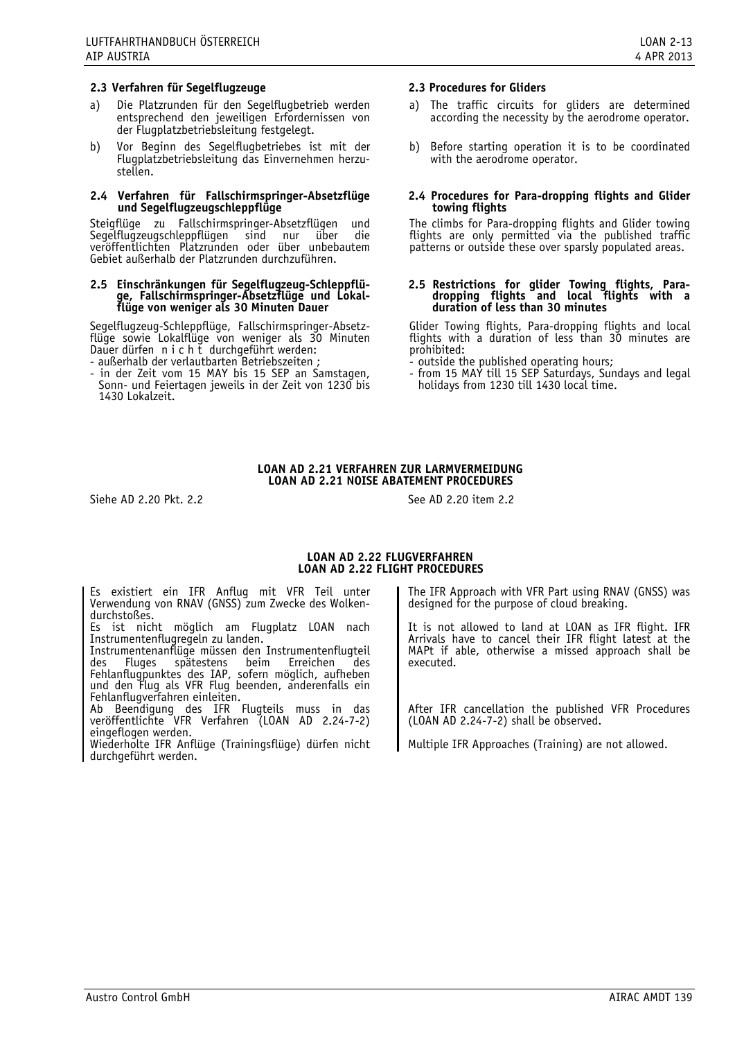### 2.3 Verfahren für Segelflugzeuge

a) Die Platzrunden für den Segelflugbetrieb werden entsprechend den jeweiligen Erfordernissen von der Flugplatzbetriebsleitung festgelegt.

b) Vor Beginn des Segelflugbetriebes ist mit der Flugplatzbetriebsleitung das Einvernehmen herzustellen.

### 2.4 Verfahren für Fallschirmspringer-Absetzflüge und Segelflugzeugschleppflüge

Steigflüge zu Fallschirmspringer-Absetzflügen und Segelflugzeugschleppflügen sind nur über die veröffentlichten Platzrunden oder über unbebautem Gebiet außerhalb der Platzrunden durchzuführen.

### 2.5 Einschränkungen für Segelflugzeug-Schleppflüge, Fallschirmspringer-Absetzflüge und Lokalflüge von weniger als 30 Minuten Dauer

Segelflugzeug-Schleppflüge, Fallschirmspringer-Absetzflüge sowie Lokalflüge von weniger als 30 Minuten Dauer dürfen n i c h t durchgeführt werden:

- außerhalb der verlautbarten Betriebszeiten ;
- in der Zeit vom 15 MAY bis 15 SEP an Samstagen, Sonn- und Feiertagen jeweils in der Zeit von 1230 bis 1430 Lokalzeit.

### 2.3 Procedures for Gliders

a) The traffic circuits for gliders are determined according the necessity by the aerodrome operator.

b) Before starting operation it is to be coordinated with the aerodrome operator.

### 2.4 Procedures for Para-dropping flights and Glider towing flights

The climbs for Para-dropping flights and Glider towing flights are only permitted via the published traffic patterns or outside these over sparsly populated areas.

### 2.5 Restrictions for glider Towing flights, Para-dropping flights and local flights with a duration of less than 30 minutes

Glider Towing flights, Para-dropping flights and local flights with a duration of less than 30 minutes are prohibited:

- outside the published operating hours;
- from 15 MAY till 15 SEP Saturdays, Sundays and legal holidays from 1230 till 1430 local time.

## LOAN AD 2.21 VERFAHREN ZUR LARMVERMEIDUNG
## LOAN AD 2.21 NOISE ABATEMENT PROCEDURES

Siehe AD 2.20 Pkt. 2.2

See AD 2.20 item 2.2

## LOAN AD 2.22 FLUGVERFAHREN
## LOAN AD 2.22 FLIGHT PROCEDURES

Es existiert ein IFR Anflug mit VFR Teil unter Verwendung von RNAV (GNSS) zum Zwecke des Wolkendurchstoßes.
Es ist nicht möglich am Flugplatz LOAN nach Instrumentenflugregeln zu landen.
Instrumentenanflüge müssen den Instrumentenflugteil des Fluges spätestens beim Erreichen des Fehlanflugpunktes des IAP, sofern möglich, aufheben und den Flug als VFR Flug beenden, anderenfalls ein Fehlanflugverfahren einleiten.
Ab Beendigung des IFR Flugteils muss in das veröffentlichte VFR Verfahren (LOAN AD 2.24-7-2) eingeflogen werden.
Wiederholte IFR Anflüge (Trainingsflüge) dürfen nicht durchgeführt werden.

The IFR Approach with VFR Part using RNAV (GNSS) was designed for the purpose of cloud breaking.

It is not allowed to land at LOAN as IFR flight. IFR Arrivals have to cancel their IFR flight latest at the MAPt if able, otherwise a missed approach shall be executed.

After IFR cancellation the published VFR Procedures (LOAN AD 2.24-7-2) shall be observed.

Multiple IFR Approaches (Training) are not allowed.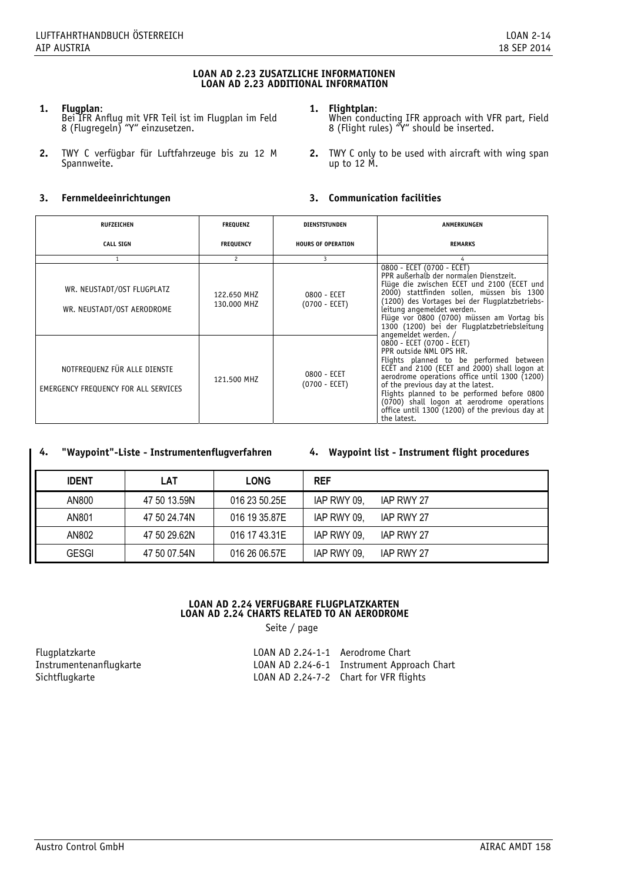## LOAN AD 2.23 ZUSATZLICHE INFORMATIONEN
## LOAN AD 2.23 ADDITIONAL INFORMATION

**1. Flugplan**:
Bei IFR Anflug mit VFR Teil ist im Flugplan im Feld 8 (Flugregeln) "Y" einzusetzen.

**2.** TWY C verfügbar für Luftfahrzeuge bis zu 12 M Spannweite.

**3. Fernmeldeeinrichtungen**

**1. Flightplan**:
When conducting IFR approach with VFR part, Field 8 (Flight rules) "Y" should be inserted.

**2.** TWY C only to be used with aircraft with wing span up to 12 M.

**3. Communication facilities**

| RUFZEICHEN<br>CALL SIGN | FREQUENZ<br>FREQUENCY | DIENSTSTUNDEN<br>HOURS OF OPERATION | ANMERKUNGEN<br>REMARKS |
|---|---|---|---|
| 1 | 2 | 3 | 4 |
| WR. NEUSTADT/OST FLUGPLATZ<br>WR. NEUSTADT/OST AERODROME | 122.650 MHZ<br>130.000 MHZ | 0800 - ECET<br>(0700 - ECET) | 0800 - ECET (0700 - ECET)<br>PPR außerhalb der normalen Dienstzeit.<br>Flüge die zwischen ECET und 2100 (ECET und 2000) stattfinden sollen, müssen bis 1300 (1200) des Vortages bei der Flugplatzbetriebsleitung angemeldet werden.<br>Flüge vor 0800 (0700) müssen am Vortag bis 1300 (1200) bei der Flugplatzbetriebsleitung angemeldet werden. /<br>0800 - ECET (0700 - ECET)<br>PPR outside NML OPS HR.<br>Flights planned to be performed between ECET and 2100 (ECET and 2000) shall logon at aerodrome operations office until 1300 (1200) of the previous day at the latest.<br>Flights planned to be performed before 0800 (0700) shall logon at aerodrome operations office until 1300 (1200) of the previous day at the latest. |
| NOTFREQUENZ FÜR ALLE DIENSTE<br>EMERGENCY FREQUENCY FOR ALL SERVICES | 121.500 MHZ | 0800 - ECET<br>(0700 - ECET) | |

**4. "Waypoint"-Liste - Instrumentenflugverfahren**

**4. Waypoint list - Instrument flight procedures**

| IDENT | LAT | LONG | REF |
|---|---|---|---|
| AN800 | 47 50 13.59N | 016 23 50.25E | IAP RWY 09, IAP RWY 27 |
| AN801 | 47 50 24.74N | 016 19 35.87E | IAP RWY 09, IAP RWY 27 |
| AN802 | 47 50 29.62N | 016 17 43.31E | IAP RWY 09, IAP RWY 27 |
| GESGI | 47 50 07.54N | 016 26 06.57E | IAP RWY 09, IAP RWY 27 |

## LOAN AD 2.24 VERFUGBARE FLUGPLATZKARTEN
## LOAN AD 2.24 CHARTS RELATED TO AN AERODROME

Seite / page

| | | |
|---|---|---|
| Flugplatzkarte | LOAN AD 2.24-1-1 | Aerodrome Chart |
| Instrumentenanflugkarte | LOAN AD 2.24-6-1 | Instrument Approach Chart |
| Sichtflugkarte | LOAN AD 2.24-7-2 | Chart for VFR flights |